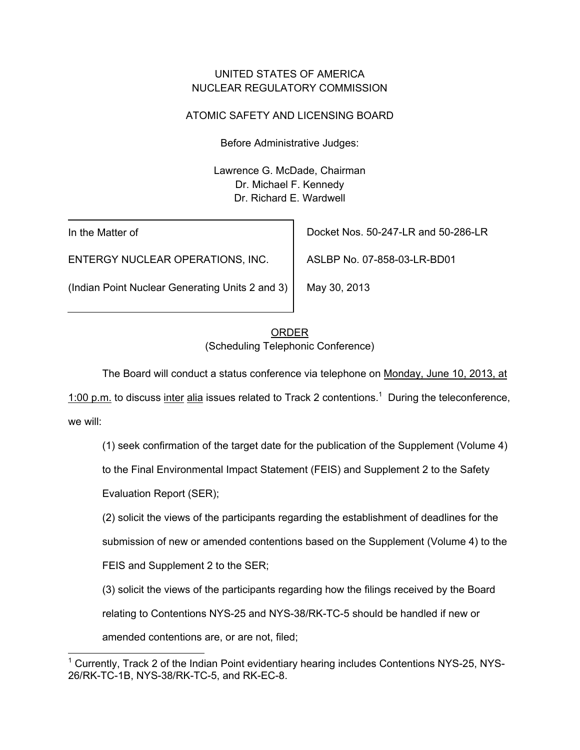UNITED STATES OF AMERICA
NUCLEAR REGULATORY COMMISSION

ATOMIC SAFETY AND LICENSING BOARD

Before Administrative Judges:

Lawrence G. McDade, Chairman
Dr. Michael F. Kennedy
Dr. Richard E. Wardwell

| In the Matter of | Docket Nos. 50-247-LR and 50-286-LR |
|---|---|
| ENTERGY NUCLEAR OPERATIONS, INC. | ASLBP No. 07-858-03-LR-BD01 |
| (Indian Point Nuclear Generating Units 2 and 3) | May 30, 2013 |

ORDER
(Scheduling Telephonic Conference)

The Board will conduct a status conference via telephone on Monday, June 10, 2013, at 1:00 p.m. to discuss inter alia issues related to Track 2 contentions.[1] During the teleconference, we will:

(1) seek confirmation of the target date for the publication of the Supplement (Volume 4) to the Final Environmental Impact Statement (FEIS) and Supplement 2 to the Safety Evaluation Report (SER);

(2) solicit the views of the participants regarding the establishment of deadlines for the submission of new or amended contentions based on the Supplement (Volume 4) to the FEIS and Supplement 2 to the SER;

(3) solicit the views of the participants regarding how the filings received by the Board relating to Contentions NYS-25 and NYS-38/RK-TC-5 should be handled if new or amended contentions are, or are not, filed;

[1] Currently, Track 2 of the Indian Point evidentiary hearing includes Contentions NYS-25, NYS-26/RK-TC-1B, NYS-38/RK-TC-5, and RK-EC-8.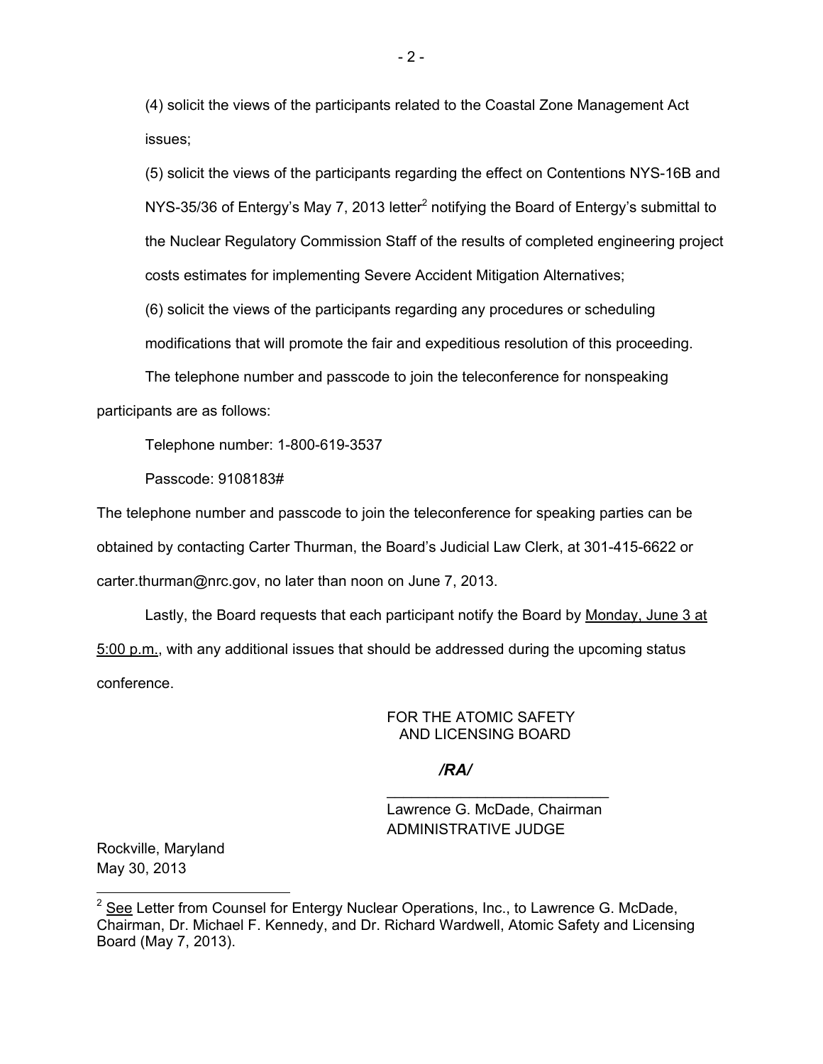(4) solicit the views of the participants related to the Coastal Zone Management Act issues;

(5) solicit the views of the participants regarding the effect on Contentions NYS-16B and NYS-35/36 of Entergy's May 7, 2013 letter[2] notifying the Board of Entergy's submittal to the Nuclear Regulatory Commission Staff of the results of completed engineering project costs estimates for implementing Severe Accident Mitigation Alternatives;

(6) solicit the views of the participants regarding any procedures or scheduling modifications that will promote the fair and expeditious resolution of this proceeding.

The telephone number and passcode to join the teleconference for nonspeaking participants are as follows:

Telephone number: 1-800-619-3537

Passcode: 9108183#

The telephone number and passcode to join the teleconference for speaking parties can be obtained by contacting Carter Thurman, the Board's Judicial Law Clerk, at 301-415-6622 or carter.thurman@nrc.gov, no later than noon on June 7, 2013.

Lastly, the Board requests that each participant notify the Board by <u>Monday, June 3 at 5:00 p.m.</u>, with any additional issues that should be addressed during the upcoming status conference.

FOR THE ATOMIC SAFETY
AND LICENSING BOARD

*/RA/*

\_\_\_\_\_\_\_\_\_\_\_\_\_\_\_\_\_\_\_\_\_\_\_\_\_\_\_\_

Lawrence G. McDade, Chairman
ADMINISTRATIVE JUDGE

Rockville, Maryland
May 30, 2013

---

[2] <u>See</u> Letter from Counsel for Entergy Nuclear Operations, Inc., to Lawrence G. McDade, Chairman, Dr. Michael F. Kennedy, and Dr. Richard Wardwell, Atomic Safety and Licensing Board (May 7, 2013).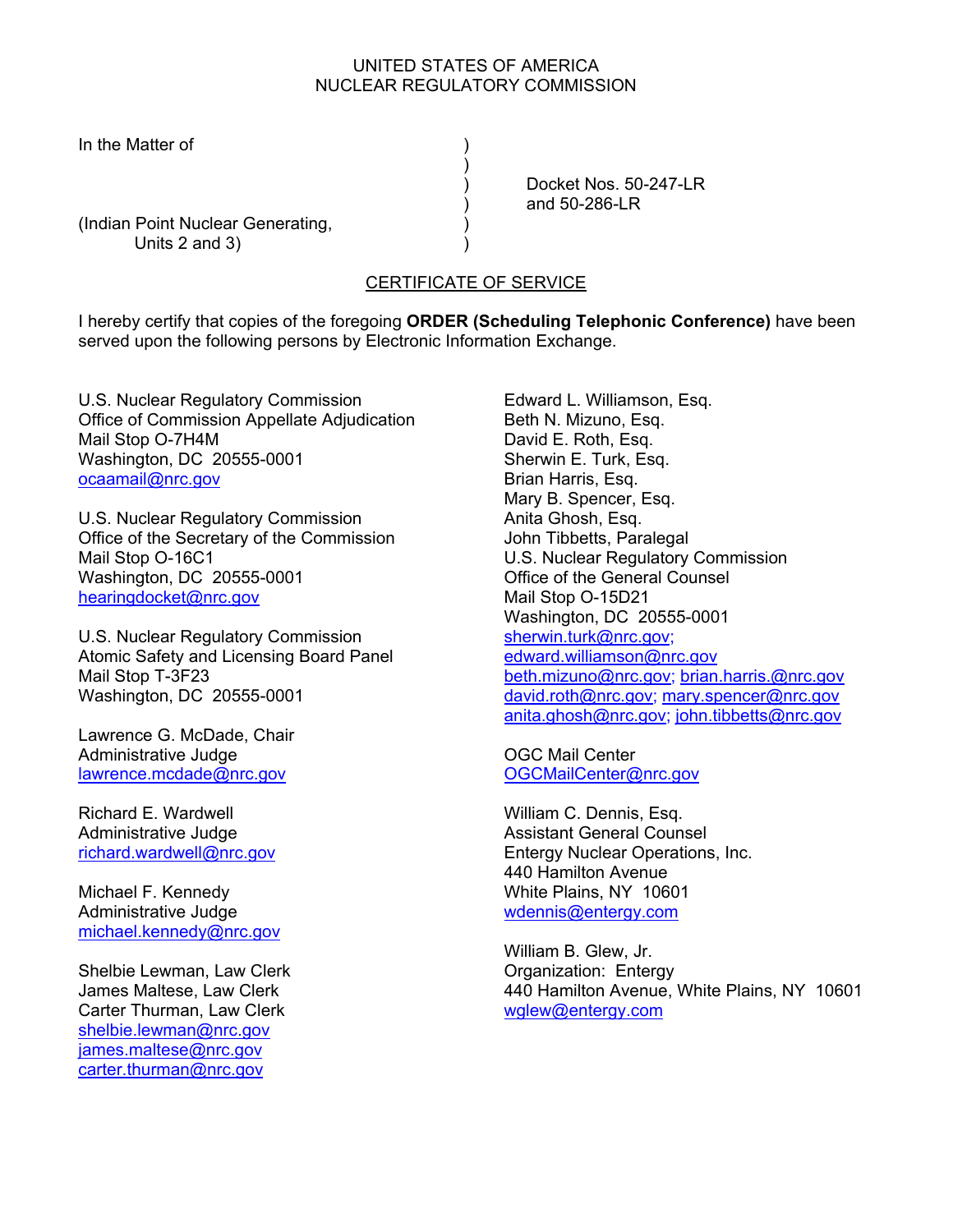UNITED STATES OF AMERICA
NUCLEAR REGULATORY COMMISSION

In the Matter of

(Indian Point Nuclear Generating, Units 2 and 3)

Docket Nos. 50-247-LR and 50-286-LR

## CERTIFICATE OF SERVICE

I hereby certify that copies of the foregoing **ORDER (Scheduling Telephonic Conference)** have been served upon the following persons by Electronic Information Exchange.

U.S. Nuclear Regulatory Commission
Office of Commission Appellate Adjudication
Mail Stop O-7H4M
Washington, DC 20555-0001
ocaamail@nrc.gov

U.S. Nuclear Regulatory Commission
Office of the Secretary of the Commission
Mail Stop O-16C1
Washington, DC 20555-0001
hearingdocket@nrc.gov

U.S. Nuclear Regulatory Commission
Atomic Safety and Licensing Board Panel
Mail Stop T-3F23
Washington, DC 20555-0001

Lawrence G. McDade, Chair
Administrative Judge
lawrence.mcdade@nrc.gov

Richard E. Wardwell
Administrative Judge
richard.wardwell@nrc.gov

Michael F. Kennedy
Administrative Judge
michael.kennedy@nrc.gov

Shelbie Lewman, Law Clerk
James Maltese, Law Clerk
Carter Thurman, Law Clerk
shelbie.lewman@nrc.gov
james.maltese@nrc.gov
carter.thurman@nrc.gov

Edward L. Williamson, Esq.
Beth N. Mizuno, Esq.
David E. Roth, Esq.
Sherwin E. Turk, Esq.
Brian Harris, Esq.
Mary B. Spencer, Esq.
Anita Ghosh, Esq.
John Tibbetts, Paralegal
U.S. Nuclear Regulatory Commission
Office of the General Counsel
Mail Stop O-15D21
Washington, DC 20555-0001
sherwin.turk@nrc.gov;
edward.williamson@nrc.gov
beth.mizuno@nrc.gov; brian.harris.@nrc.gov
david.roth@nrc.gov; mary.spencer@nrc.gov
anita.ghosh@nrc.gov; john.tibbetts@nrc.gov

OGC Mail Center
OGCMailCenter@nrc.gov

William C. Dennis, Esq.
Assistant General Counsel
Entergy Nuclear Operations, Inc.
440 Hamilton Avenue
White Plains, NY 10601
wdennis@entergy.com

William B. Glew, Jr.
Organization: Entergy
440 Hamilton Avenue, White Plains, NY 10601
wglew@entergy.com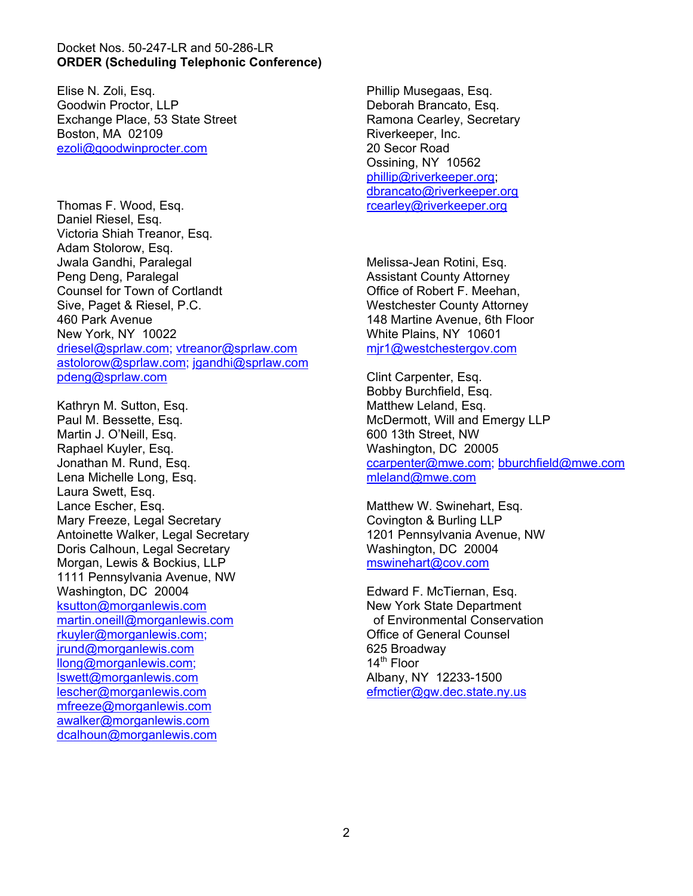Docket Nos. 50-247-LR and 50-286-LR
**ORDER (Scheduling Telephonic Conference)**

Elise N. Zoli, Esq.
Goodwin Proctor, LLP
Exchange Place, 53 State Street
Boston, MA 02109
ezoli@goodwinprocter.com

Thomas F. Wood, Esq.
Daniel Riesel, Esq.
Victoria Shiah Treanor, Esq.
Adam Stolorow, Esq.
Jwala Gandhi, Paralegal
Peng Deng, Paralegal
Counsel for Town of Cortlandt
Sive, Paget & Riesel, P.C.
460 Park Avenue
New York, NY 10022
driesel@sprlaw.com; vtreanor@sprlaw.com
astolorow@sprlaw.com; jgandhi@sprlaw.com
pdeng@sprlaw.com

Kathryn M. Sutton, Esq.
Paul M. Bessette, Esq.
Martin J. O'Neill, Esq.
Raphael Kuyler, Esq.
Jonathan M. Rund, Esq.
Lena Michelle Long, Esq.
Laura Swett, Esq.
Lance Escher, Esq.
Mary Freeze, Legal Secretary
Antoinette Walker, Legal Secretary
Doris Calhoun, Legal Secretary
Morgan, Lewis & Bockius, LLP
1111 Pennsylvania Avenue, NW
Washington, DC 20004
ksutton@morganlewis.com
martin.oneill@morganlewis.com
rkuyler@morganlewis.com;
jrund@morganlewis.com
llong@morganlewis.com;
lswett@morganlewis.com
lescher@morganlewis.com
mfreeze@morganlewis.com
awalker@morganlewis.com
dcalhoun@morganlewis.com

Phillip Musegaas, Esq.
Deborah Brancato, Esq.
Ramona Cearley, Secretary
Riverkeeper, Inc.
20 Secor Road
Ossining, NY 10562
phillip@riverkeeper.org;
dbrancato@riverkeeper.org
rcearley@riverkeeper.org

Melissa-Jean Rotini, Esq.
Assistant County Attorney
Office of Robert F. Meehan,
Westchester County Attorney
148 Martine Avenue, 6th Floor
White Plains, NY 10601
mjr1@westchestergov.com

Clint Carpenter, Esq.
Bobby Burchfield, Esq.
Matthew Leland, Esq.
McDermott, Will and Emergy LLP
600 13th Street, NW
Washington, DC 20005
ccarpenter@mwe.com; bburchfield@mwe.com
mleland@mwe.com

Matthew W. Swinehart, Esq.
Covington & Burling LLP
1201 Pennsylvania Avenue, NW
Washington, DC 20004
mswinehart@cov.com

Edward F. McTiernan, Esq.
New York State Department
of Environmental Conservation
Office of General Counsel
625 Broadway
14th Floor
Albany, NY 12233-1500
efmctier@gw.dec.state.ny.us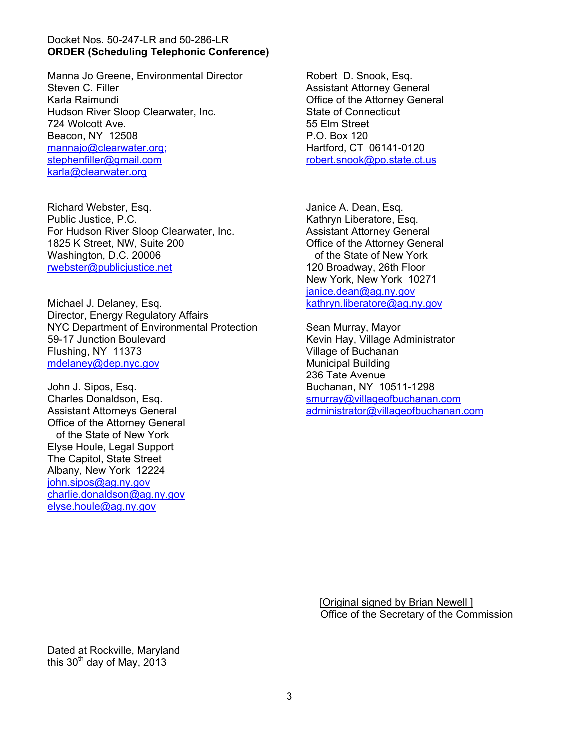Docket Nos. 50-247-LR and 50-286-LR
**ORDER (Scheduling Telephonic Conference)**

Manna Jo Greene, Environmental Director
Steven C. Filler
Karla Raimundi
Hudson River Sloop Clearwater, Inc.
724 Wolcott Ave.
Beacon, NY 12508
mannajo@clearwater.org;
stephenfiller@gmail.com
karla@clearwater.org

Richard Webster, Esq.
Public Justice, P.C.
For Hudson River Sloop Clearwater, Inc.
1825 K Street, NW, Suite 200
Washington, D.C. 20006
rwebster@publicjustice.net

Michael J. Delaney, Esq.
Director, Energy Regulatory Affairs
NYC Department of Environmental Protection
59-17 Junction Boulevard
Flushing, NY 11373
mdelaney@dep.nyc.gov

John J. Sipos, Esq.
Charles Donaldson, Esq.
Assistant Attorneys General
Office of the Attorney General
of the State of New York
Elyse Houle, Legal Support
The Capitol, State Street
Albany, New York 12224
john.sipos@ag.ny.gov
charlie.donaldson@ag.ny.gov
elyse.houle@ag.ny.gov

Robert D. Snook, Esq.
Assistant Attorney General
Office of the Attorney General
State of Connecticut
55 Elm Street
P.O. Box 120
Hartford, CT 06141-0120
robert.snook@po.state.ct.us

Janice A. Dean, Esq.
Kathryn Liberatore, Esq.
Assistant Attorney General
Office of the Attorney General
of the State of New York
120 Broadway, 26th Floor
New York, New York 10271
janice.dean@ag.ny.gov
kathryn.liberatore@ag.ny.gov

Sean Murray, Mayor
Kevin Hay, Village Administrator
Village of Buchanan
Municipal Building
236 Tate Avenue
Buchanan, NY 10511-1298
smurray@villageofbuchanan.com
administrator@villageofbuchanan.com

[Original signed by Brian Newell ]
Office of the Secretary of the Commission

Dated at Rockville, Maryland
this 30th day of May, 2013